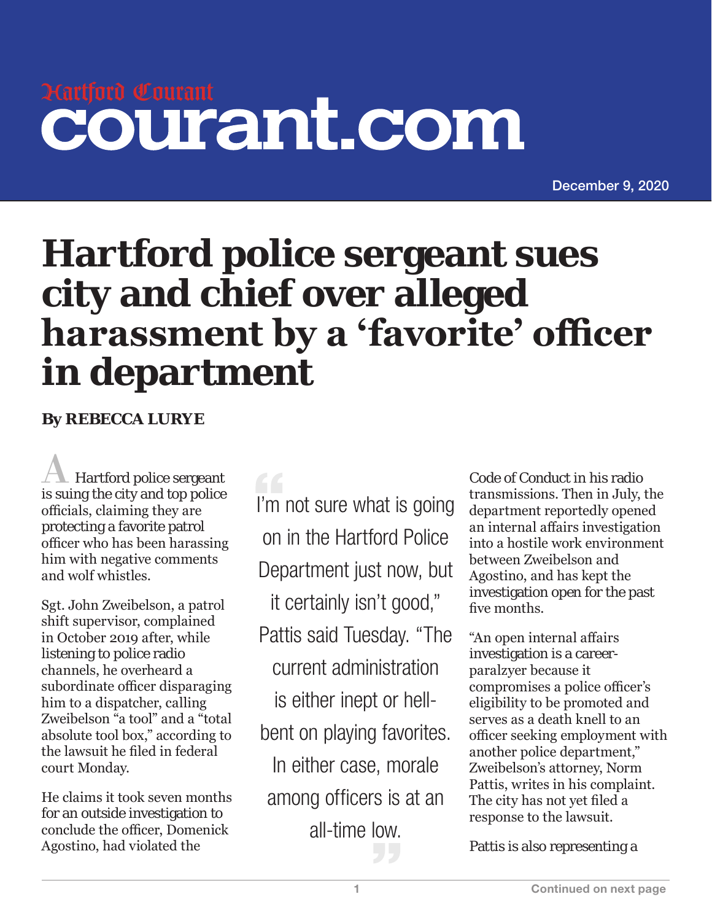Hartford Courant

courant.com

December 9, 2020

# Hartford police sergeant sues city and chief over alleged harassment by a 'favorite' officer in department

**By REBECCA LURYE**

A Hartford police sergeant is suing the city and top police officials, claiming they are protecting a favorite patrol officer who has been harassing him with negative comments and wolf whistles.

Sgt. John Zweibelson, a patrol shift supervisor, complained in October 2019 after, while listening to police radio channels, he overheard a subordinate officer disparaging him to a dispatcher, calling Zweibelson "a tool" and a "total absolute tool box," according to the lawsuit he filed in federal court Monday.

He claims it took seven months for an outside investigation to conclude the officer, Domenick Agostino, had violated the Code of Conduct in his radio transmissions. Then in July, the department reportedly opened an internal affairs investigation into a hostile work environment between Zweibelson and Agostino, and has kept the investigation open for the past five months.

> "I'm not sure what is going on in the Hartford Police Department just now, but it certainly isn't good," Pattis said Tuesday. "The current administration is either inept or hell-bent on playing favorites. In either case, morale among officers is at an all-time low."

"An open internal affairs investigation is a career-paralzyer because it compromises a police officer's eligibility to be promoted and serves as a death knell to an officer seeking employment with another police department," Zweibelson's attorney, Norm Pattis, writes in his complaint. The city has not yet filed a response to the lawsuit.

Pattis is also representing a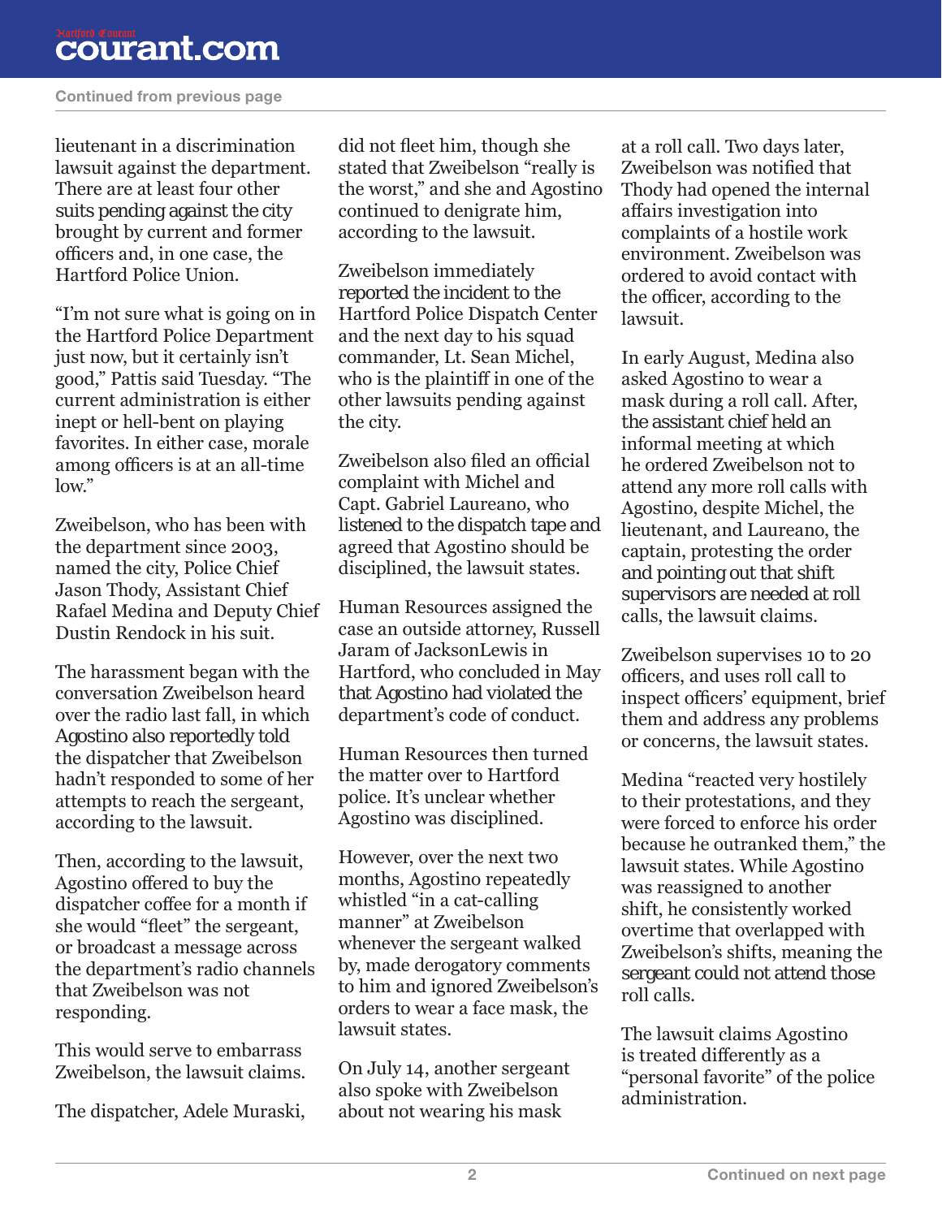lieutenant in a discrimination lawsuit against the department. There are at least four other suits pending against the city brought by current and former officers and, in one case, the Hartford Police Union.

"I'm not sure what is going on in the Hartford Police Department just now, but it certainly isn't good," Pattis said Tuesday. "The current administration is either inept or hell-bent on playing favorites. In either case, morale among officers is at an all-time low."

Zweibelson, who has been with the department since 2003, named the city, Police Chief Jason Thody, Assistant Chief Rafael Medina and Deputy Chief Dustin Rendock in his suit.

The harassment began with the conversation Zweibelson heard over the radio last fall, in which Agostino also reportedly told the dispatcher that Zweibelson hadn't responded to some of her attempts to reach the sergeant, according to the lawsuit.

Then, according to the lawsuit, Agostino offered to buy the dispatcher coffee for a month if she would "fleet" the sergeant, or broadcast a message across the department's radio channels that Zweibelson was not responding.

This would serve to embarrass Zweibelson, the lawsuit claims.

The dispatcher, Adele Muraski, did not fleet him, though she stated that Zweibelson "really is the worst," and she and Agostino continued to denigrate him, according to the lawsuit.

Zweibelson immediately reported the incident to the Hartford Police Dispatch Center and the next day to his squad commander, Lt. Sean Michel, who is the plaintiff in one of the other lawsuits pending against the city.

Zweibelson also filed an official complaint with Michel and Capt. Gabriel Laureano, who listened to the dispatch tape and agreed that Agostino should be disciplined, the lawsuit states.

Human Resources assigned the case an outside attorney, Russell Jaram of JacksonLewis in Hartford, who concluded in May that Agostino had violated the department's code of conduct.

Human Resources then turned the matter over to Hartford police. It's unclear whether Agostino was disciplined.

However, over the next two months, Agostino repeatedly whistled "in a cat-calling manner" at Zweibelson whenever the sergeant walked by, made derogatory comments to him and ignored Zweibelson's orders to wear a face mask, the lawsuit states.

On July 14, another sergeant also spoke with Zweibelson about not wearing his mask at a roll call. Two days later, Zweibelson was notified that Thody had opened the internal affairs investigation into complaints of a hostile work environment. Zweibelson was ordered to avoid contact with the officer, according to the lawsuit.

In early August, Medina also asked Agostino to wear a mask during a roll call. After, the assistant chief held an informal meeting at which he ordered Zweibelson not to attend any more roll calls with Agostino, despite Michel, the lieutenant, and Laureano, the captain, protesting the order and pointing out that shift supervisors are needed at roll calls, the lawsuit claims.

Zweibelson supervises 10 to 20 officers, and uses roll call to inspect officers' equipment, brief them and address any problems or concerns, the lawsuit states.

Medina "reacted very hostilely to their protestations, and they were forced to enforce his order because he outranked them," the lawsuit states. While Agostino was reassigned to another shift, he consistently worked overtime that overlapped with Zweibelson's shifts, meaning the sergeant could not attend those roll calls.

The lawsuit claims Agostino is treated differently as a "personal favorite" of the police administration.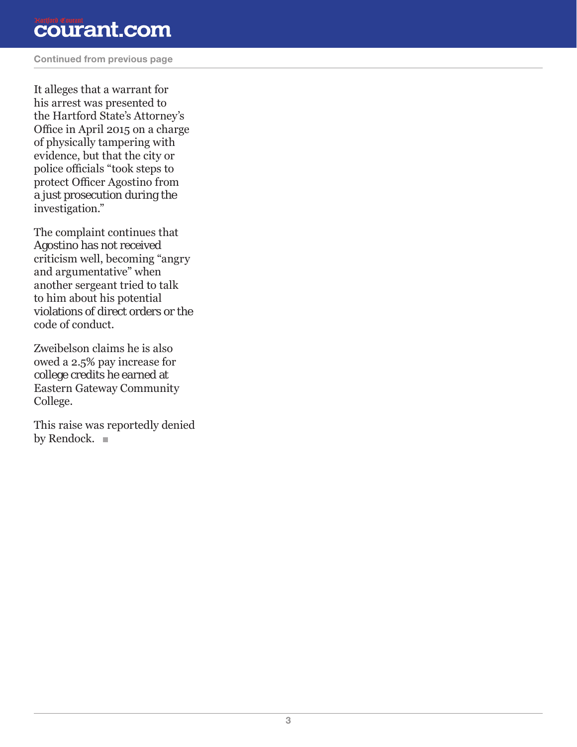Continued from previous page

It alleges that a warrant for his arrest was presented to the Hartford State's Attorney's Office in April 2015 on a charge of physically tampering with evidence, but that the city or police officials "took steps to protect Officer Agostino from a just prosecution during the investigation."

The complaint continues that Agostino has not received criticism well, becoming "angry and argumentative" when another sergeant tried to talk to him about his potential violations of direct orders or the code of conduct.

Zweibelson claims he is also owed a 2.5% pay increase for college credits he earned at Eastern Gateway Community College.

This raise was reportedly denied by Rendock.